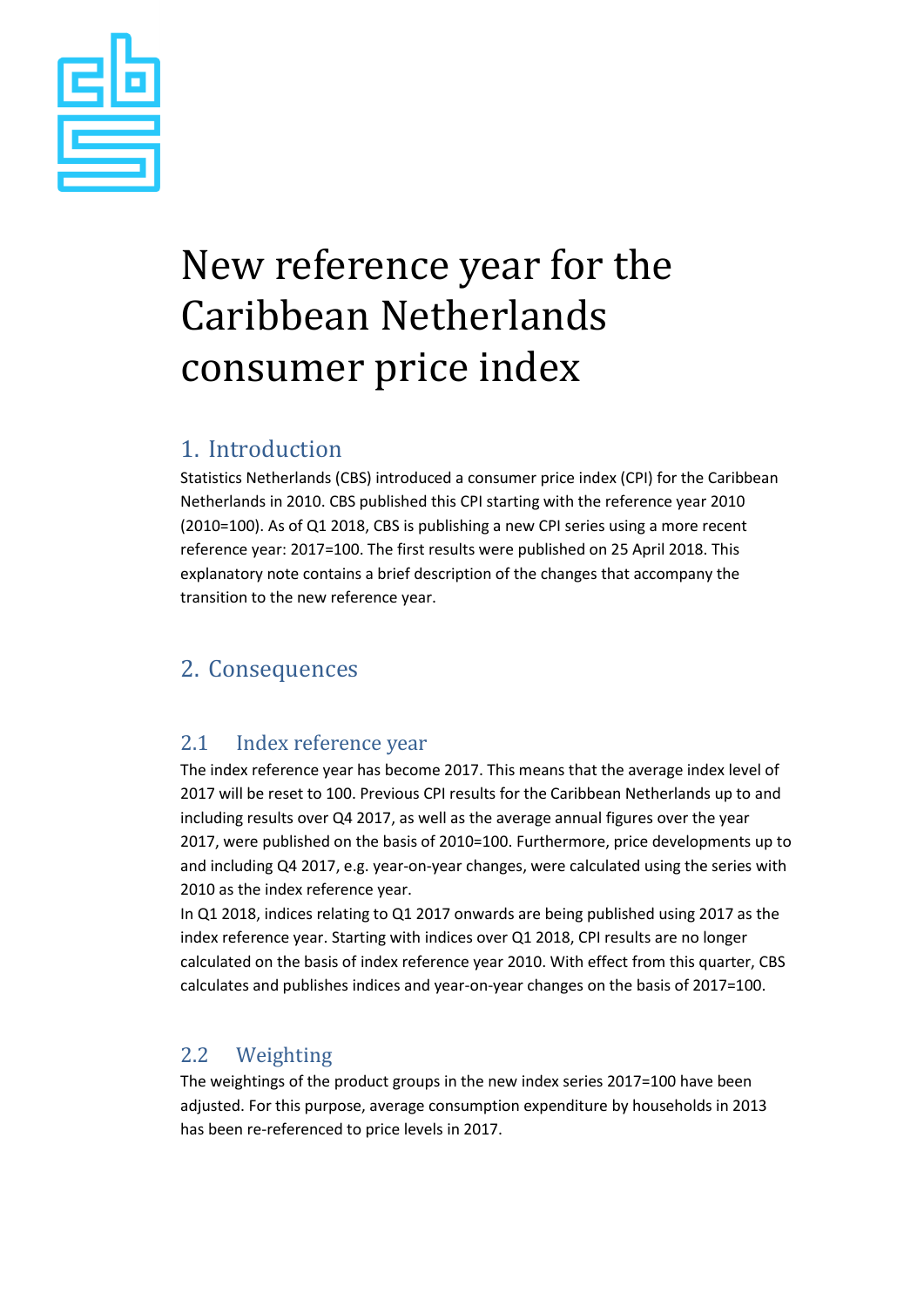# New reference year for the Caribbean Netherlands consumer price index

## 1. Introduction

Statistics Netherlands (CBS) introduced a consumer price index (CPI) for the Caribbean Netherlands in 2010. CBS published this CPI starting with the reference year 2010 (2010=100). As of Q1 2018, CBS is publishing a new CPI series using a more recent reference year: 2017=100. The first results were published on 25 April 2018. This explanatory note contains a brief description of the changes that accompany the transition to the new reference year.

## 2. Consequences

### 2.1 Index reference year

The index reference year has become 2017. This means that the average index level of 2017 will be reset to 100. Previous CPI results for the Caribbean Netherlands up to and including results over Q4 2017, as well as the average annual figures over the year 2017, were published on the basis of 2010=100. Furthermore, price developments up to and including Q4 2017, e.g. year-on-year changes, were calculated using the series with 2010 as the index reference year.

In Q1 2018, indices relating to Q1 2017 onwards are being published using 2017 as the index reference year. Starting with indices over Q1 2018, CPI results are no longer calculated on the basis of index reference year 2010. With effect from this quarter, CBS calculates and publishes indices and year-on-year changes on the basis of 2017=100.

### 2.2 Weighting

The weightings of the product groups in the new index series 2017=100 have been adjusted. For this purpose, average consumption expenditure by households in 2013 has been re-referenced to price levels in 2017.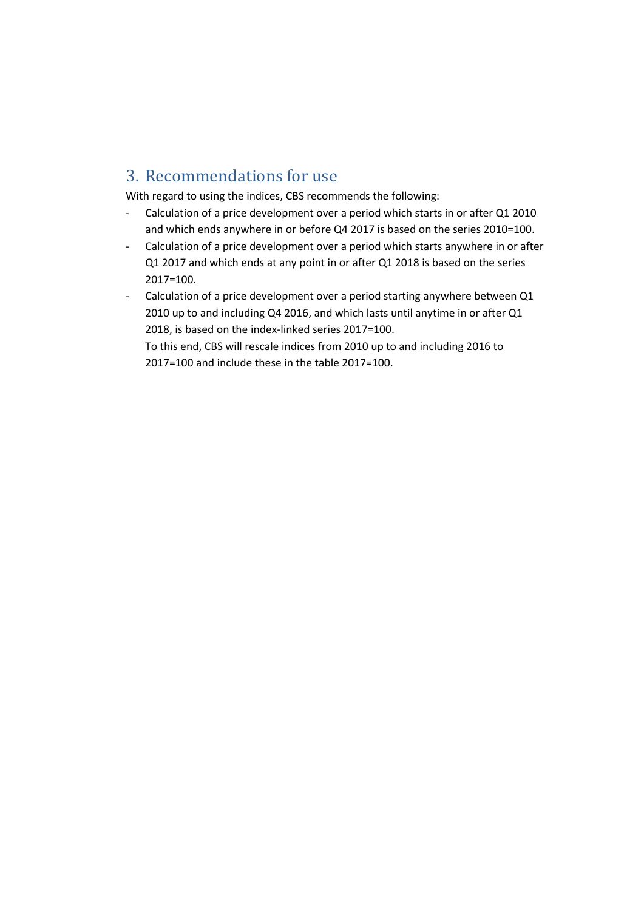## 3. Recommendations for use

With regard to using the indices, CBS recommends the following:

- Calculation of a price development over a period which starts in or after Q1 2010 and which ends anywhere in or before Q4 2017 is based on the series 2010=100.
- Calculation of a price development over a period which starts anywhere in or after Q1 2017 and which ends at any point in or after Q1 2018 is based on the series 2017=100.
- Calculation of a price development over a period starting anywhere between Q1 2010 up to and including Q4 2016, and which lasts until anytime in or after Q1 2018, is based on the index-linked series 2017=100.
  To this end, CBS will rescale indices from 2010 up to and including 2016 to 2017=100 and include these in the table 2017=100.